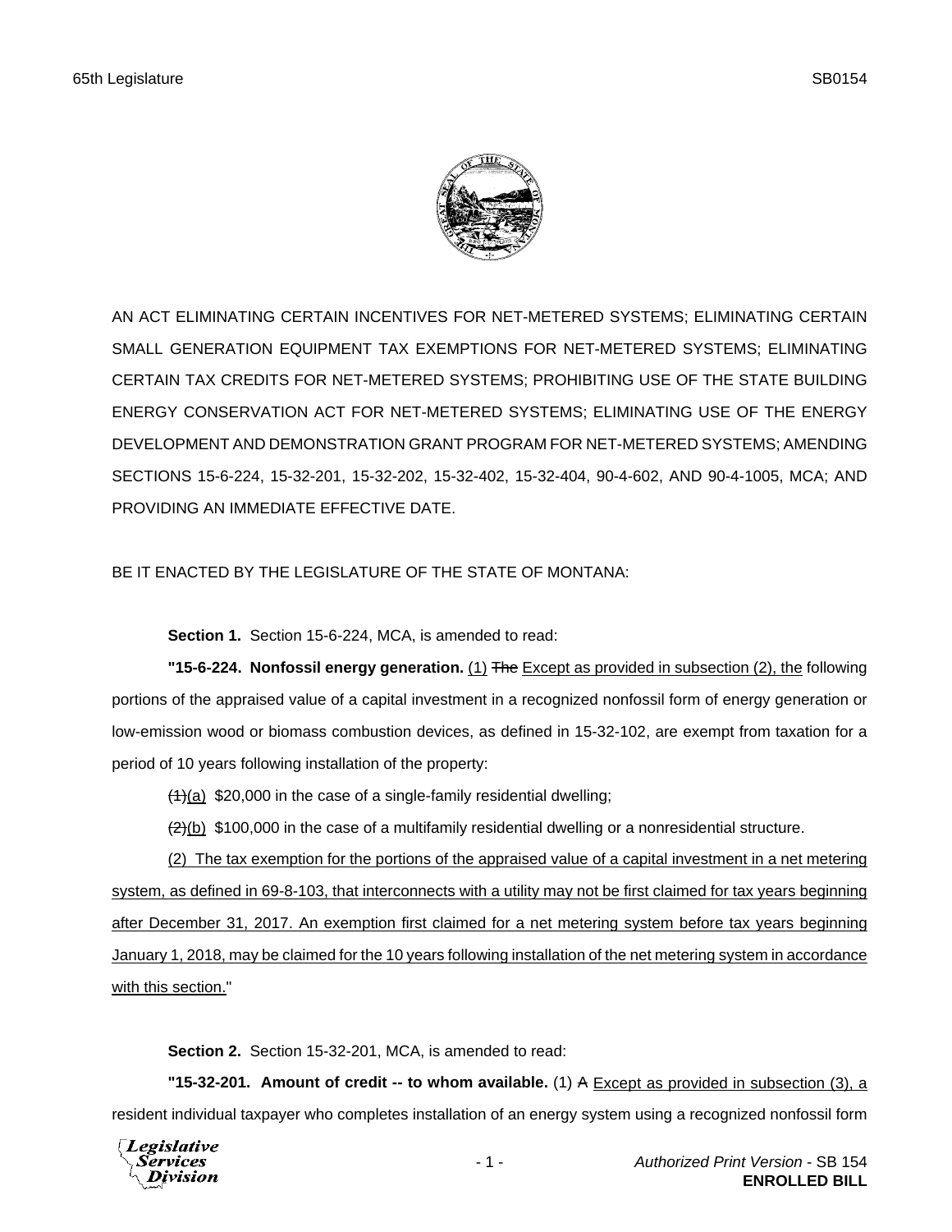AN ACT ELIMINATING CERTAIN INCENTIVES FOR NET-METERED SYSTEMS; ELIMINATING CERTAIN SMALL GENERATION EQUIPMENT TAX EXEMPTIONS FOR NET-METERED SYSTEMS; ELIMINATING CERTAIN TAX CREDITS FOR NET-METERED SYSTEMS; PROHIBITING USE OF THE STATE BUILDING ENERGY CONSERVATION ACT FOR NET-METERED SYSTEMS; ELIMINATING USE OF THE ENERGY DEVELOPMENT AND DEMONSTRATION GRANT PROGRAM FOR NET-METERED SYSTEMS; AMENDING SECTIONS 15-6-224, 15-32-201, 15-32-202, 15-32-402, 15-32-404, 90-4-602, AND 90-4-1005, MCA; AND PROVIDING AN IMMEDIATE EFFECTIVE DATE.

BE IT ENACTED BY THE LEGISLATURE OF THE STATE OF MONTANA:

**Section 1.** Section 15-6-224, MCA, is amended to read:

**"15-6-224. Nonfossil energy generation.** <u>(1)</u> ~~The~~ <u>Except as provided in subsection (2), the</u> following portions of the appraised value of a capital investment in a recognized nonfossil form of energy generation or low-emission wood or biomass combustion devices, as defined in 15-32-102, are exempt from taxation for a period of 10 years following installation of the property:

~~(1)~~<u>(a)</u> $20,000 in the case of a single-family residential dwelling;

~~(2)~~<u>(b)</u> $100,000 in the case of a multifamily residential dwelling or a nonresidential structure.

<u>(2) The tax exemption for the portions of the appraised value of a capital investment in a net metering system, as defined in 69-8-103, that interconnects with a utility may not be first claimed for tax years beginning after December 31, 2017. An exemption first claimed for a net metering system before tax years beginning January 1, 2018, may be claimed for the 10 years following installation of the net metering system in accordance with this section.</u>"

**Section 2.** Section 15-32-201, MCA, is amended to read:

**"15-32-201. Amount of credit -- to whom available.** (1) ~~A~~ <u>Except as provided in subsection (3), a</u> resident individual taxpayer who completes installation of an energy system using a recognized nonfossil form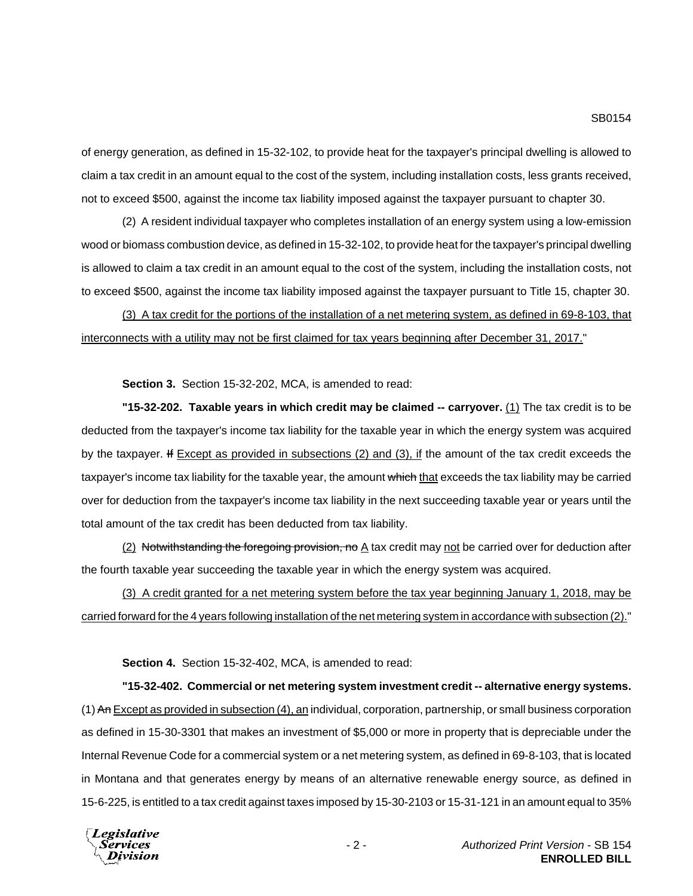of energy generation, as defined in 15-32-102, to provide heat for the taxpayer's principal dwelling is allowed to claim a tax credit in an amount equal to the cost of the system, including installation costs, less grants received, not to exceed $500, against the income tax liability imposed against the taxpayer pursuant to chapter 30.

(2) A resident individual taxpayer who completes installation of an energy system using a low-emission wood or biomass combustion device, as defined in 15-32-102, to provide heat for the taxpayer's principal dwelling is allowed to claim a tax credit in an amount equal to the cost of the system, including the installation costs, not to exceed $500, against the income tax liability imposed against the taxpayer pursuant to Title 15, chapter 30.

<u>(3) A tax credit for the portions of the installation of a net metering system, as defined in 69-8-103, that interconnects with a utility may not be first claimed for tax years beginning after December 31, 2017.</u>"

**Section 3.** Section 15-32-202, MCA, is amended to read:

**"15-32-202. Taxable years in which credit may be claimed -- carryover.** <u>(1)</u> The tax credit is to be deducted from the taxpayer's income tax liability for the taxable year in which the energy system was acquired by the taxpayer. ~~If~~ <u>Except as provided in subsections (2) and (3), if</u> the amount of the tax credit exceeds the taxpayer's income tax liability for the taxable year, the amount ~~which~~ <u>that</u> exceeds the tax liability may be carried over for deduction from the taxpayer's income tax liability in the next succeeding taxable year or years until the total amount of the tax credit has been deducted from tax liability.

<u>(2)</u> ~~Notwithstanding the foregoing provision, no~~ <u>A</u> tax credit may <u>not</u> be carried over for deduction after the fourth taxable year succeeding the taxable year in which the energy system was acquired.

<u>(3) A credit granted for a net metering system before the tax year beginning January 1, 2018, may be carried forward for the 4 years following installation of the net metering system in accordance with subsection (2).</u>"

**Section 4.** Section 15-32-402, MCA, is amended to read:

**"15-32-402. Commercial or net metering system investment credit -- alternative energy systems.** (1) ~~An~~ <u>Except as provided in subsection (4), an</u> individual, corporation, partnership, or small business corporation as defined in 15-30-3301 that makes an investment of $5,000 or more in property that is depreciable under the Internal Revenue Code for a commercial system or a net metering system, as defined in 69-8-103, that is located in Montana and that generates energy by means of an alternative renewable energy source, as defined in 15-6-225, is entitled to a tax credit against taxes imposed by 15-30-2103 or 15-31-121 in an amount equal to 35%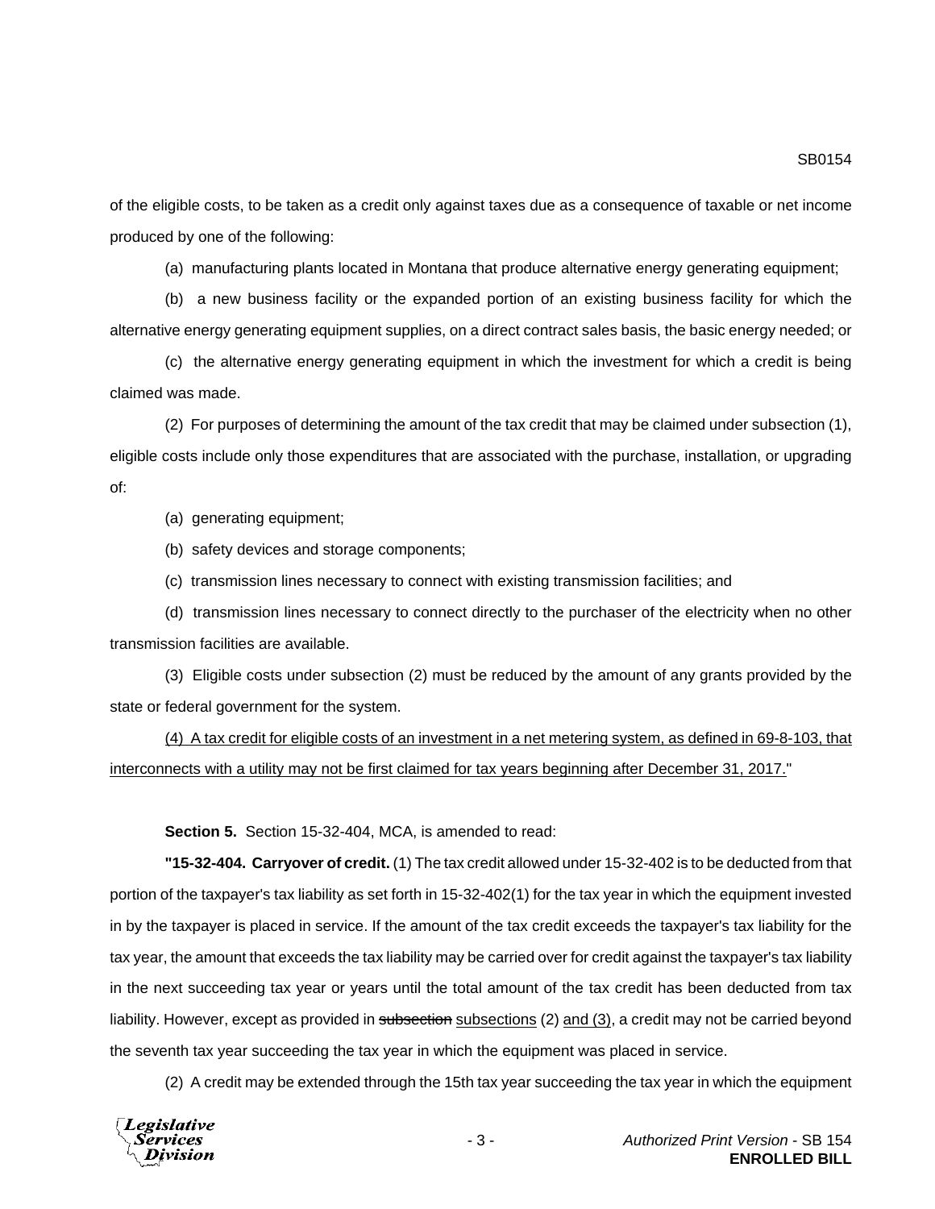of the eligible costs, to be taken as a credit only against taxes due as a consequence of taxable or net income produced by one of the following:

(a) manufacturing plants located in Montana that produce alternative energy generating equipment;

(b) a new business facility or the expanded portion of an existing business facility for which the alternative energy generating equipment supplies, on a direct contract sales basis, the basic energy needed; or

(c) the alternative energy generating equipment in which the investment for which a credit is being claimed was made.

(2) For purposes of determining the amount of the tax credit that may be claimed under subsection (1), eligible costs include only those expenditures that are associated with the purchase, installation, or upgrading of:

(a) generating equipment;

(b) safety devices and storage components;

(c) transmission lines necessary to connect with existing transmission facilities; and

(d) transmission lines necessary to connect directly to the purchaser of the electricity when no other transmission facilities are available.

(3) Eligible costs under subsection (2) must be reduced by the amount of any grants provided by the state or federal government for the system.

<u>(4) A tax credit for eligible costs of an investment in a net metering system, as defined in 69-8-103, that interconnects with a utility may not be first claimed for tax years beginning after December 31, 2017.</u>"

**Section 5.** Section 15-32-404, MCA, is amended to read:

**"15-32-404. Carryover of credit.** (1) The tax credit allowed under 15-32-402 is to be deducted from that portion of the taxpayer's tax liability as set forth in 15-32-402(1) for the tax year in which the equipment invested in by the taxpayer is placed in service. If the amount of the tax credit exceeds the taxpayer's tax liability for the tax year, the amount that exceeds the tax liability may be carried over for credit against the taxpayer's tax liability in the next succeeding tax year or years until the total amount of the tax credit has been deducted from tax liability. However, except as provided in ~~subsection~~ <u>subsections</u> (2) <u>and (3)</u>, a credit may not be carried beyond the seventh tax year succeeding the tax year in which the equipment was placed in service.

(2) A credit may be extended through the 15th tax year succeeding the tax year in which the equipment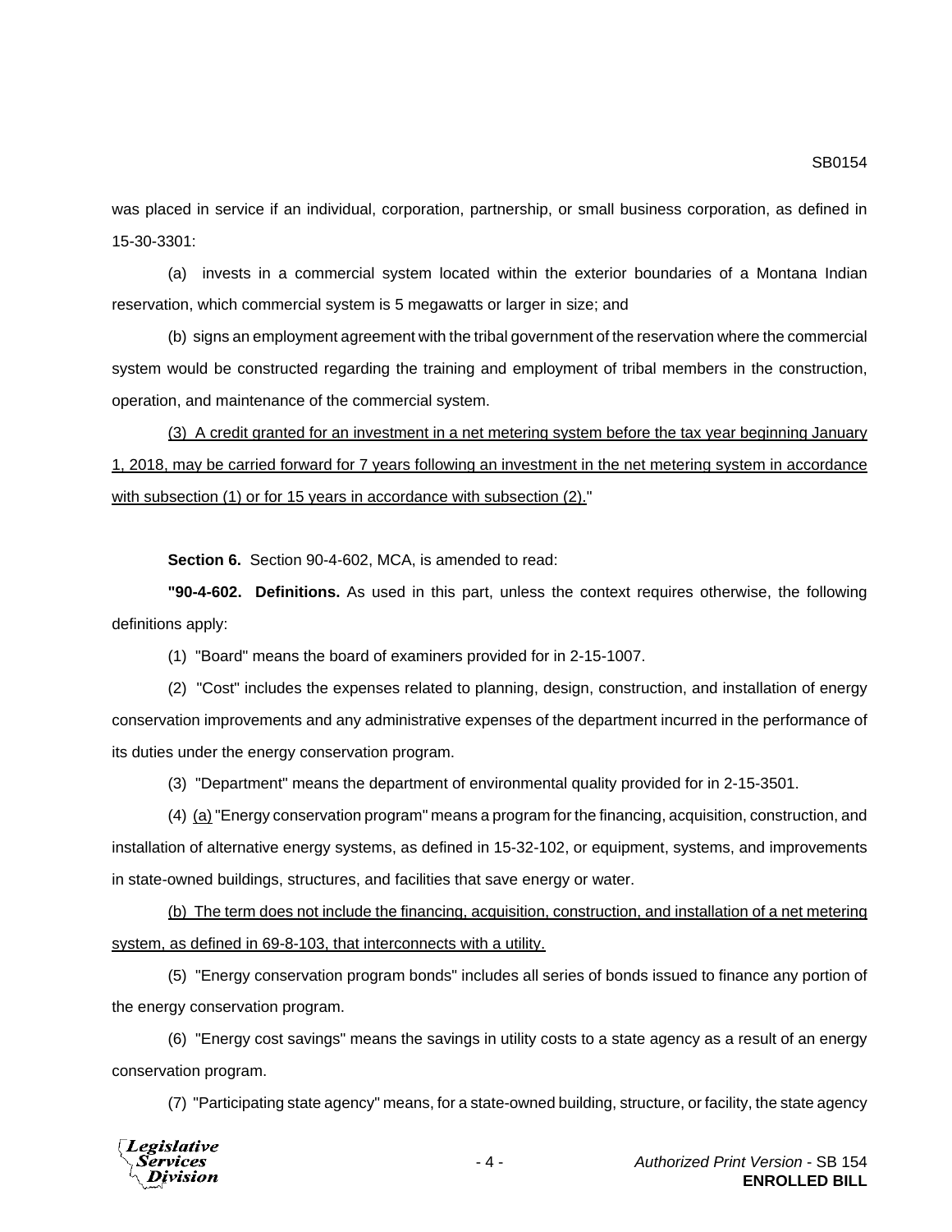was placed in service if an individual, corporation, partnership, or small business corporation, as defined in 15-30-3301:

(a) invests in a commercial system located within the exterior boundaries of a Montana Indian reservation, which commercial system is 5 megawatts or larger in size; and

(b) signs an employment agreement with the tribal government of the reservation where the commercial system would be constructed regarding the training and employment of tribal members in the construction, operation, and maintenance of the commercial system.

<u>(3) A credit granted for an investment in a net metering system before the tax year beginning January 1, 2018, may be carried forward for 7 years following an investment in the net metering system in accordance with subsection (1) or for 15 years in accordance with subsection (2).</u>"

**Section 6.** Section 90-4-602, MCA, is amended to read:

**"90-4-602. Definitions.** As used in this part, unless the context requires otherwise, the following definitions apply:

(1) "Board" means the board of examiners provided for in 2-15-1007.

(2) "Cost" includes the expenses related to planning, design, construction, and installation of energy conservation improvements and any administrative expenses of the department incurred in the performance of its duties under the energy conservation program.

(3) "Department" means the department of environmental quality provided for in 2-15-3501.

(4) <u>(a)</u> "Energy conservation program" means a program for the financing, acquisition, construction, and installation of alternative energy systems, as defined in 15-32-102, or equipment, systems, and improvements in state-owned buildings, structures, and facilities that save energy or water.

<u>(b) The term does not include the financing, acquisition, construction, and installation of a net metering system, as defined in 69-8-103, that interconnects with a utility.</u>

(5) "Energy conservation program bonds" includes all series of bonds issued to finance any portion of the energy conservation program.

(6) "Energy cost savings" means the savings in utility costs to a state agency as a result of an energy conservation program.

(7) "Participating state agency" means, for a state-owned building, structure, or facility, the state agency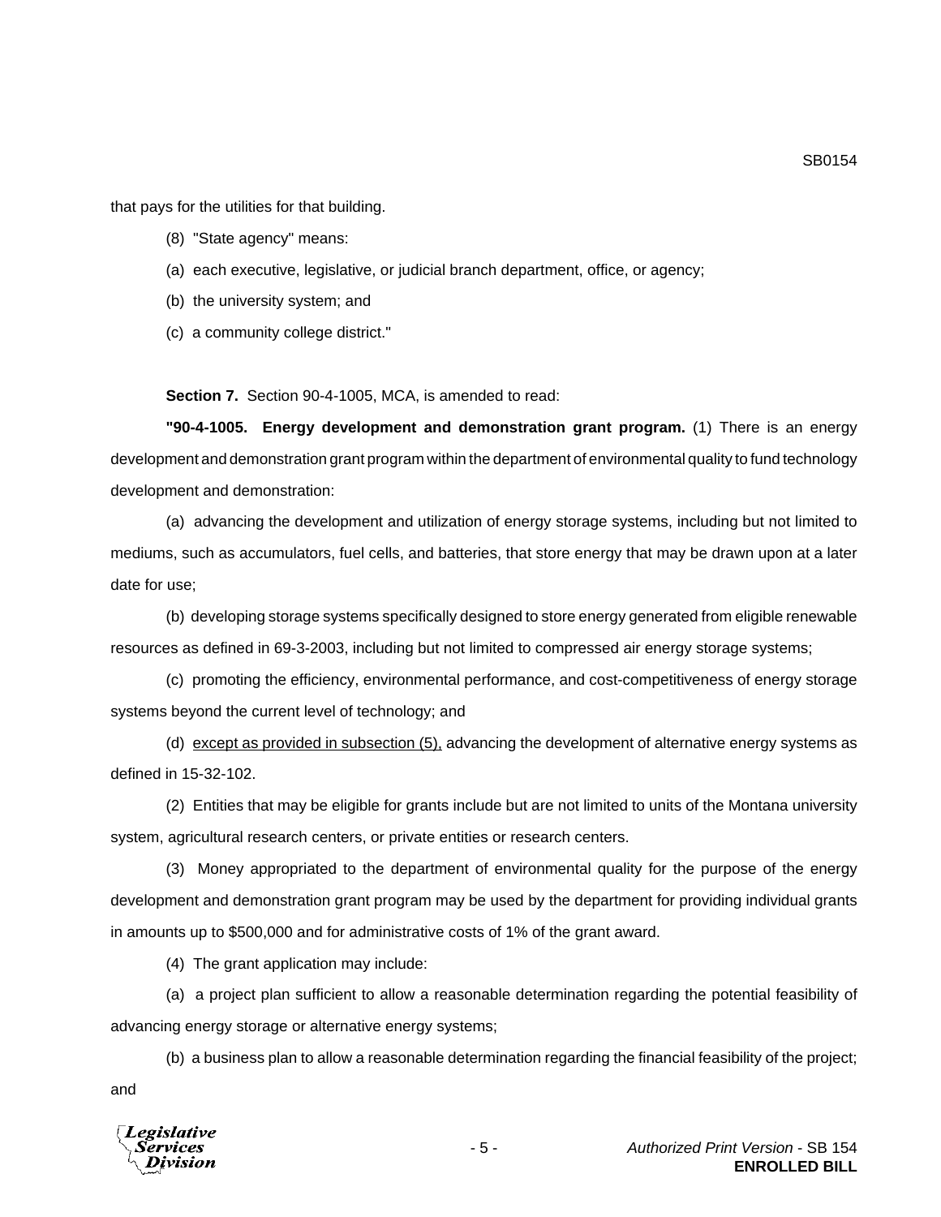that pays for the utilities for that building.

(8) "State agency" means:

(a) each executive, legislative, or judicial branch department, office, or agency;

(b) the university system; and

(c) a community college district."

**Section 7.** Section 90-4-1005, MCA, is amended to read:

**"90-4-1005. Energy development and demonstration grant program.** (1) There is an energy development and demonstration grant program within the department of environmental quality to fund technology development and demonstration:

(a) advancing the development and utilization of energy storage systems, including but not limited to mediums, such as accumulators, fuel cells, and batteries, that store energy that may be drawn upon at a later date for use;

(b) developing storage systems specifically designed to store energy generated from eligible renewable resources as defined in 69-3-2003, including but not limited to compressed air energy storage systems;

(c) promoting the efficiency, environmental performance, and cost-competitiveness of energy storage systems beyond the current level of technology; and

(d) <u>except as provided in subsection (5),</u> advancing the development of alternative energy systems as defined in 15-32-102.

(2) Entities that may be eligible for grants include but are not limited to units of the Montana university system, agricultural research centers, or private entities or research centers.

(3) Money appropriated to the department of environmental quality for the purpose of the energy development and demonstration grant program may be used by the department for providing individual grants in amounts up to $500,000 and for administrative costs of 1% of the grant award.

(4) The grant application may include:

(a) a project plan sufficient to allow a reasonable determination regarding the potential feasibility of advancing energy storage or alternative energy systems;

(b) a business plan to allow a reasonable determination regarding the financial feasibility of the project; and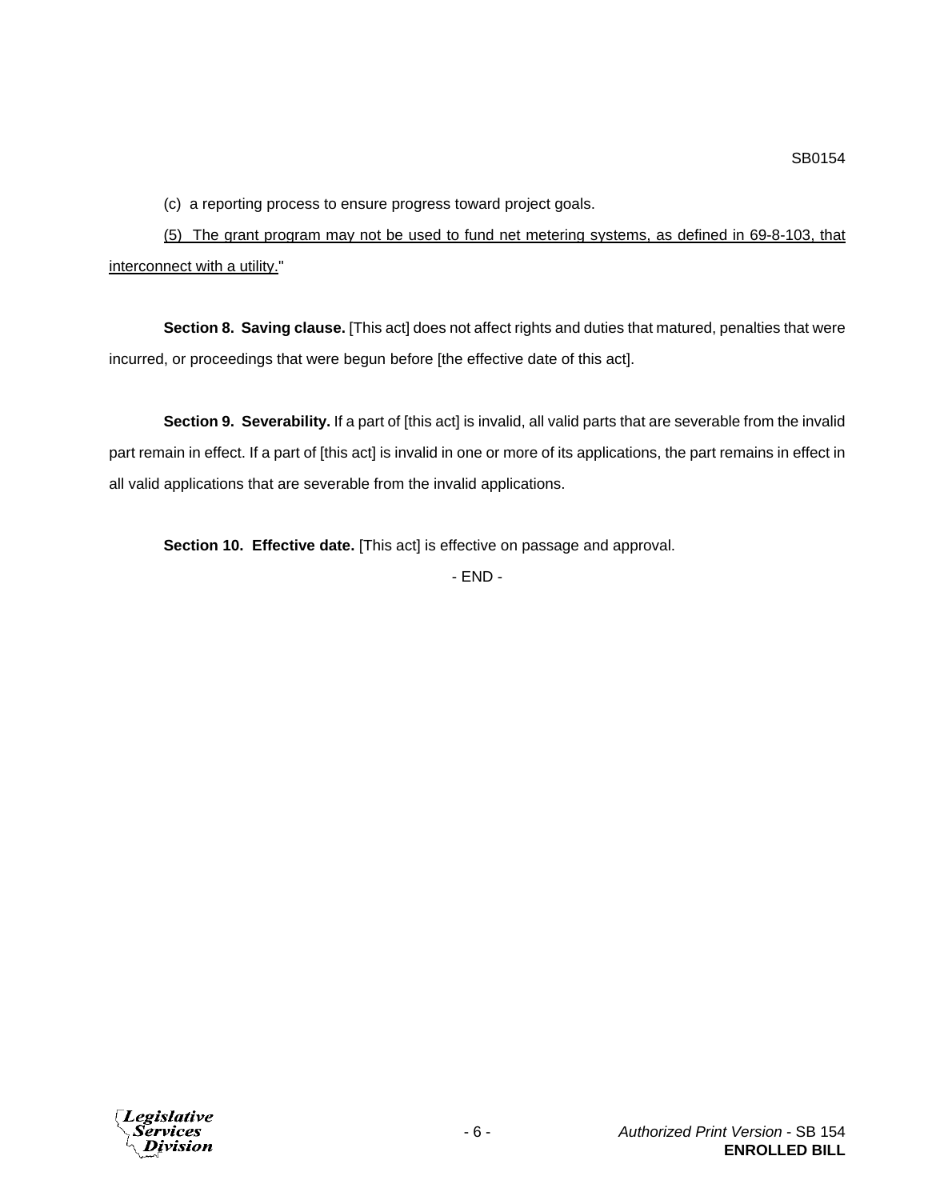(c) a reporting process to ensure progress toward project goals.

<u>(5) The grant program may not be used to fund net metering systems, as defined in 69-8-103, that interconnect with a utility.</u>"

**Section 8. Saving clause.** [This act] does not affect rights and duties that matured, penalties that were incurred, or proceedings that were begun before [the effective date of this act].

**Section 9. Severability.** If a part of [this act] is invalid, all valid parts that are severable from the invalid part remain in effect. If a part of [this act] is invalid in one or more of its applications, the part remains in effect in all valid applications that are severable from the invalid applications.

**Section 10. Effective date.** [This act] is effective on passage and approval.

\- END -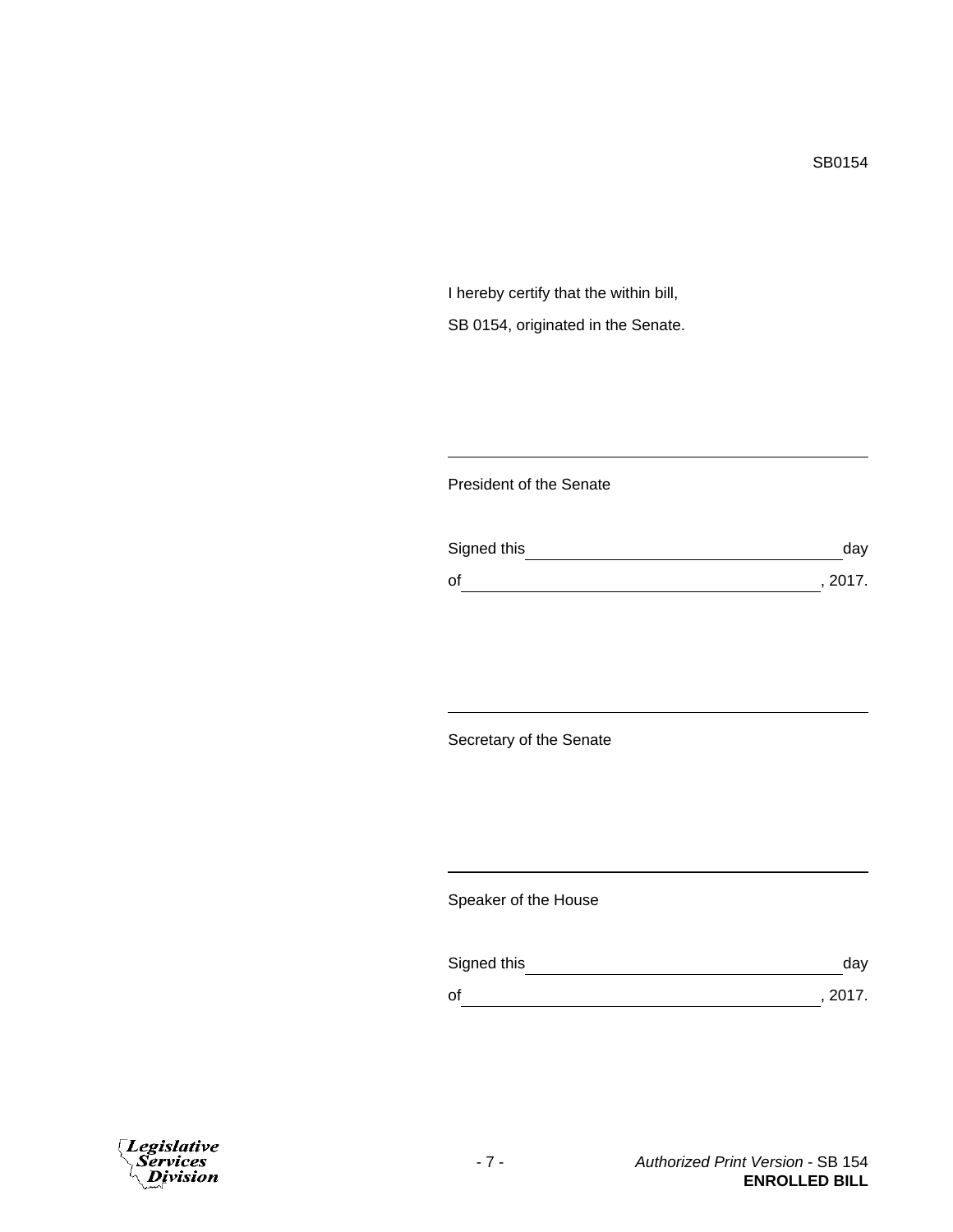SB0154

I hereby certify that the within bill,

SB 0154, originated in the Senate.

\_\_\_\_\_\_\_\_\_\_\_\_\_\_\_\_\_\_\_\_\_\_\_\_\_\_\_\_\_\_\_\_\_\_\_\_\_\_\_\_

President of the Senate

Signed this \_\_\_\_\_\_\_\_\_\_\_\_\_\_\_\_\_\_\_\_\_\_\_\_\_\_\_\_\_\_\_\_ day

of \_\_\_\_\_\_\_\_\_\_\_\_\_\_\_\_\_\_\_\_\_\_\_\_\_\_\_\_\_\_\_\_\_\_\_\_, 2017.

\_\_\_\_\_\_\_\_\_\_\_\_\_\_\_\_\_\_\_\_\_\_\_\_\_\_\_\_\_\_\_\_\_\_\_\_\_\_\_\_

Secretary of the Senate

\_\_\_\_\_\_\_\_\_\_\_\_\_\_\_\_\_\_\_\_\_\_\_\_\_\_\_\_\_\_\_\_\_\_\_\_\_\_\_\_

Speaker of the House

Signed this \_\_\_\_\_\_\_\_\_\_\_\_\_\_\_\_\_\_\_\_\_\_\_\_\_\_\_\_\_\_\_\_ day

of \_\_\_\_\_\_\_\_\_\_\_\_\_\_\_\_\_\_\_\_\_\_\_\_\_\_\_\_\_\_\_\_\_\_\_\_, 2017.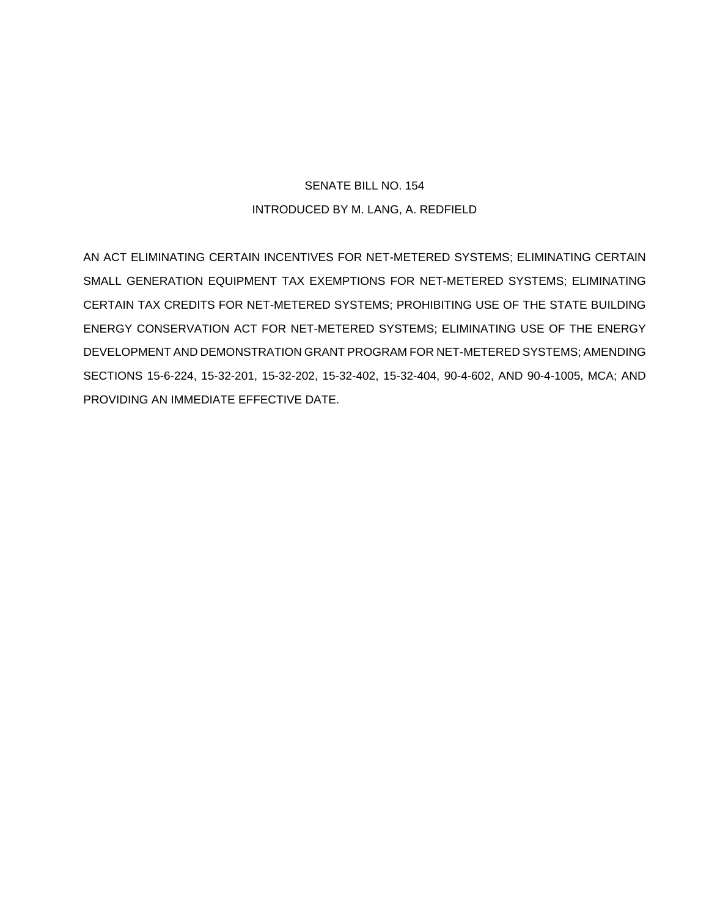SENATE BILL NO. 154

INTRODUCED BY M. LANG, A. REDFIELD

AN ACT ELIMINATING CERTAIN INCENTIVES FOR NET-METERED SYSTEMS; ELIMINATING CERTAIN SMALL GENERATION EQUIPMENT TAX EXEMPTIONS FOR NET-METERED SYSTEMS; ELIMINATING CERTAIN TAX CREDITS FOR NET-METERED SYSTEMS; PROHIBITING USE OF THE STATE BUILDING ENERGY CONSERVATION ACT FOR NET-METERED SYSTEMS; ELIMINATING USE OF THE ENERGY DEVELOPMENT AND DEMONSTRATION GRANT PROGRAM FOR NET-METERED SYSTEMS; AMENDING SECTIONS 15-6-224, 15-32-201, 15-32-202, 15-32-402, 15-32-404, 90-4-602, AND 90-4-1005, MCA; AND PROVIDING AN IMMEDIATE EFFECTIVE DATE.